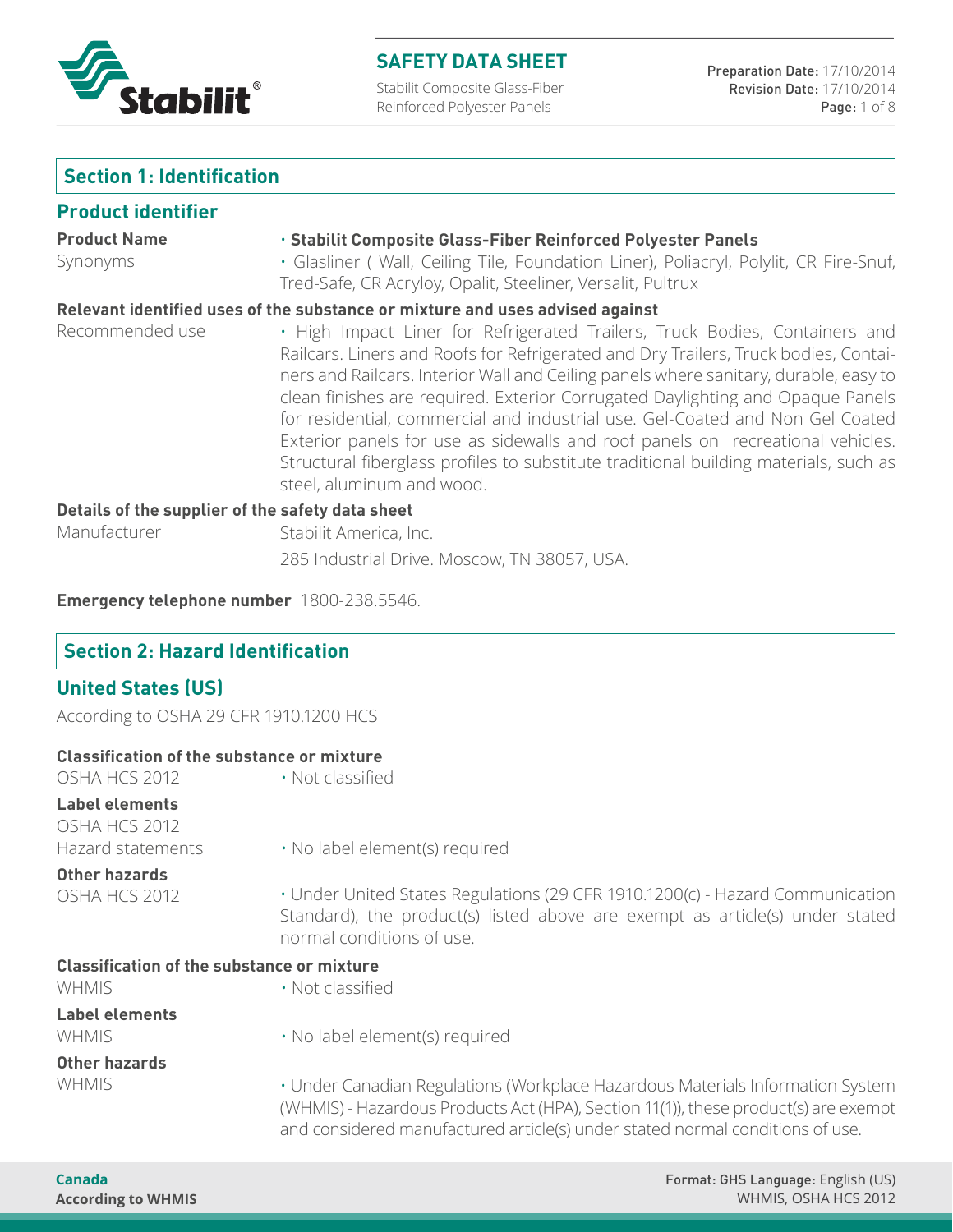## Section 1: Identification

### Product identifier

**Product Name** · **Stabilit Composite Glass-Fiber Reinforced Polyester Panels**

Synonyms · Glasliner ( Wall, Ceiling Tile, Foundation Liner), Poliacryl, Polylit, CR Fire-Snuf, Tred-Safe, CR Acryloy, Opalit, Steeliner, Versalit, Pultrux

**Relevant identified uses of the substance or mixture and uses advised against**

Recommended use · High Impact Liner for Refrigerated Trailers, Truck Bodies, Containers and Railcars. Liners and Roofs for Refrigerated and Dry Trailers, Truck bodies, Containers and Railcars. Interior Wall and Ceiling panels where sanitary, durable, easy to clean finishes are required. Exterior Corrugated Daylighting and Opaque Panels for residential, commercial and industrial use. Gel-Coated and Non Gel Coated Exterior panels for use as sidewalls and roof panels on recreational vehicles. Structural fiberglass profiles to substitute traditional building materials, such as steel, aluminum and wood.

**Details of the supplier of the safety data sheet**

Manufacturer Stabilit America, Inc.

285 Industrial Drive. Moscow, TN 38057, USA.

**Emergency telephone number** 1800-238.5546.

## Section 2: Hazard Identification

### United States (US)

According to OSHA 29 CFR 1910.1200 HCS

**Classification of the substance or mixture**

OSHA HCS 2012 · Not classified

**Label elements**

OSHA HCS 2012

Hazard statements · No label element(s) required

**Other hazards**

OSHA HCS 2012 · Under United States Regulations (29 CFR 1910.1200(c) - Hazard Communication Standard), the product(s) listed above are exempt as article(s) under stated normal conditions of use.

**Classification of the substance or mixture**

WHMIS · Not classified

**Label elements**

WHMIS · No label element(s) required

**Other hazards**

WHMIS · Under Canadian Regulations (Workplace Hazardous Materials Information System (WHMIS) - Hazardous Products Act (HPA), Section 11(1)), these product(s) are exempt and considered manufactured article(s) under stated normal conditions of use.

**Canada**

**According to WHMIS**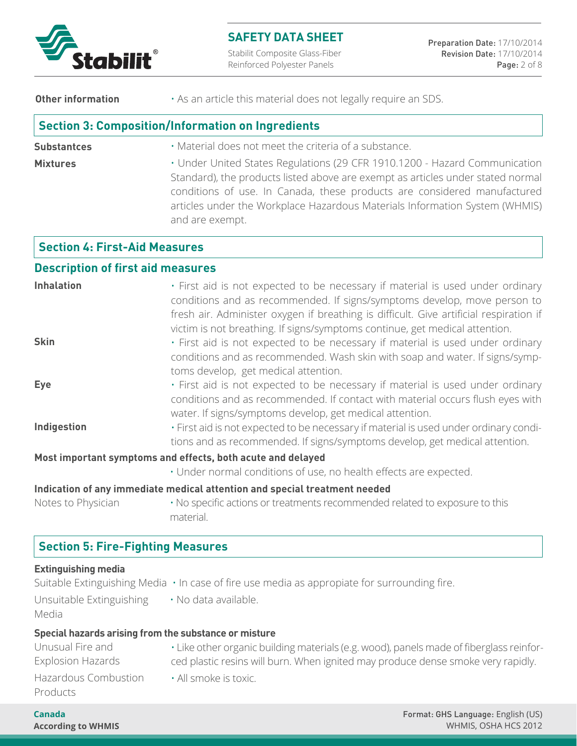**Other information** • As an article this material does not legally require an SDS.

## Section 3: Composition/Information on Ingredients

**Substantces** • Material does not meet the criteria of a substance.

**Mixtures** • Under United States Regulations (29 CFR 1910.1200 - Hazard Communication Standard), the products listed above are exempt as articles under stated normal conditions of use. In Canada, these products are considered manufactured articles under the Workplace Hazardous Materials Information System (WHMIS) and are exempt.

## Section 4: First-Aid Measures

### Description of first aid measures

**Inhalation** • First aid is not expected to be necessary if material is used under ordinary conditions and as recommended. If signs/symptoms develop, move person to fresh air. Administer oxygen if breathing is difficult. Give artificial respiration if victim is not breathing. If signs/symptoms continue, get medical attention.

**Skin** • First aid is not expected to be necessary if material is used under ordinary conditions and as recommended. Wash skin with soap and water. If signs/symptoms develop, get medical attention.

**Eye** • First aid is not expected to be necessary if material is used under ordinary conditions and as recommended. If contact with material occurs flush eyes with water. If signs/symptoms develop, get medical attention.

**Indigestion** • First aid is not expected to be necessary if material is used under ordinary conditions and as recommended. If signs/symptoms develop, get medical attention.

**Most important symptoms and effects, both acute and delayed**

• Under normal conditions of use, no health effects are expected.

**Indication of any immediate medical attention and special treatment needed**

Notes to Physician • No specific actions or treatments recommended related to exposure to this material.

## Section 5: Fire-Fighting Measures

**Extinguishing media**

Suitable Extinguishing Media • In case of fire use media as appropiate for surrounding fire.

Unsuitable Extinguishing Media • No data available.

**Special hazards arising from the substance or misture**

Unusual Fire and Explosion Hazards • Like other organic building materials (e.g. wood), panels made of fiberglass reinforced plastic resins will burn. When ignited may produce dense smoke very rapidly.

Hazardous Combustion Products • All smoke is toxic.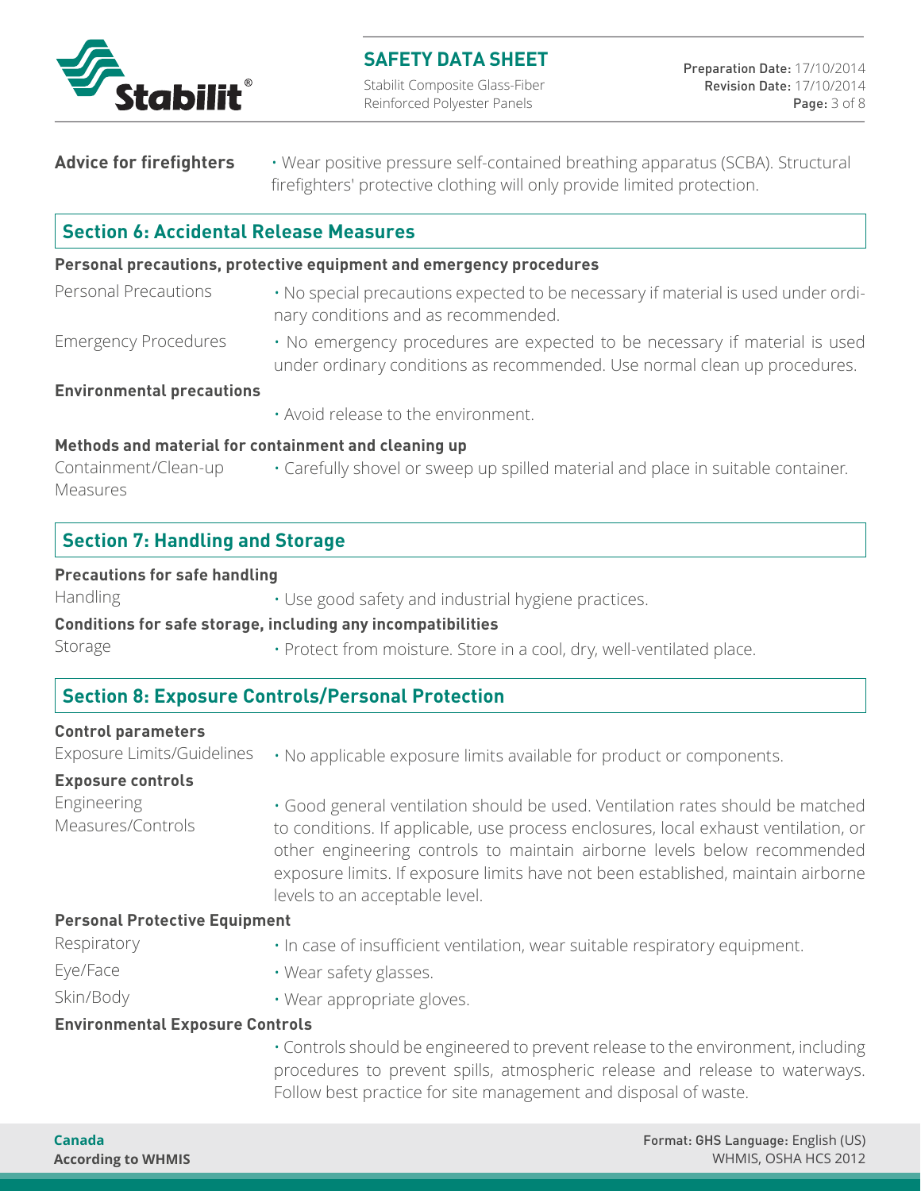**Advice for firefighters** • Wear positive pressure self-contained breathing apparatus (SCBA). Structural firefighters' protective clothing will only provide limited protection.

## Section 6: Accidental Release Measures

**Personal precautions, protective equipment and emergency procedures**

| | |
|---|---|
| Personal Precautions | • No special precautions expected to be necessary if material is used under ordinary conditions and as recommended. |
| Emergency Procedures | • No emergency procedures are expected to be necessary if material is used under ordinary conditions as recommended. Use normal clean up procedures. |

**Environmental precautions**

• Avoid release to the environment.

**Methods and material for containment and cleaning up**

| | |
|---|---|
| Containment/Clean-up Measures | • Carefully shovel or sweep up spilled material and place in suitable container. |

## Section 7: Handling and Storage

**Precautions for safe handling**

| | |
|---|---|
| Handling | • Use good safety and industrial hygiene practices. |

**Conditions for safe storage, including any incompatibilities**

| | |
|---|---|
| Storage | • Protect from moisture. Store in a cool, dry, well-ventilated place. |

## Section 8: Exposure Controls/Personal Protection

**Control parameters**

| | |
|---|---|
| Exposure Limits/Guidelines | • No applicable exposure limits available for product or components. |

**Exposure controls**

| | |
|---|---|
| Engineering Measures/Controls | • Good general ventilation should be used. Ventilation rates should be matched to conditions. If applicable, use process enclosures, local exhaust ventilation, or other engineering controls to maintain airborne levels below recommended exposure limits. If exposure limits have not been established, maintain airborne levels to an acceptable level. |

**Personal Protective Equipment**

| | |
|---|---|
| Respiratory | • In case of insufficient ventilation, wear suitable respiratory equipment. |
| Eye/Face | • Wear safety glasses. |
| Skin/Body | • Wear appropriate gloves. |

**Environmental Exposure Controls**

• Controls should be engineered to prevent release to the environment, including procedures to prevent spills, atmospheric release and release to waterways. Follow best practice for site management and disposal of waste.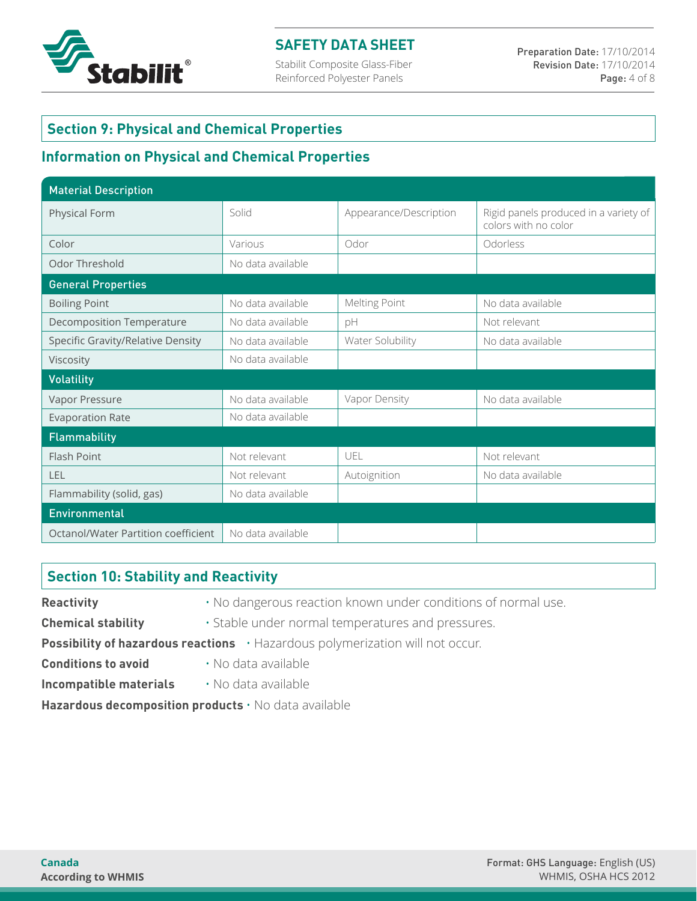## Section 9: Physical and Chemical Properties

### Information on Physical and Chemical Properties

| Material Description | | | |
|---|---|---|---|
| Physical Form | Solid | Appearance/Description | Rigid panels produced in a variety of colors with no color |
| Color | Various | Odor | Odorless |
| Odor Threshold | No data available | | |
| **General Properties** | | | |
| Boiling Point | No data available | Melting Point | No data available |
| Decomposition Temperature | No data available | pH | Not relevant |
| Specific Gravity/Relative Density | No data available | Water Solubility | No data available |
| Viscosity | No data available | | |
| **Volatility** | | | |
| Vapor Pressure | No data available | Vapor Density | No data available |
| Evaporation Rate | No data available | | |
| **Flammability** | | | |
| Flash Point | Not relevant | UEL | Not relevant |
| LEL | Not relevant | Autoignition | No data available |
| Flammability (solid, gas) | No data available | | |
| **Environmental** | | | |
| Octanol/Water Partition coefficient | No data available | | |

## Section 10: Stability and Reactivity

**Reactivity** · No dangerous reaction known under conditions of normal use.

**Chemical stability** · Stable under normal temperatures and pressures.

**Possibility of hazardous reactions** · Hazardous polymerization will not occur.

**Conditions to avoid** · No data available

**Incompatible materials** · No data available

**Hazardous decomposition products** · No data available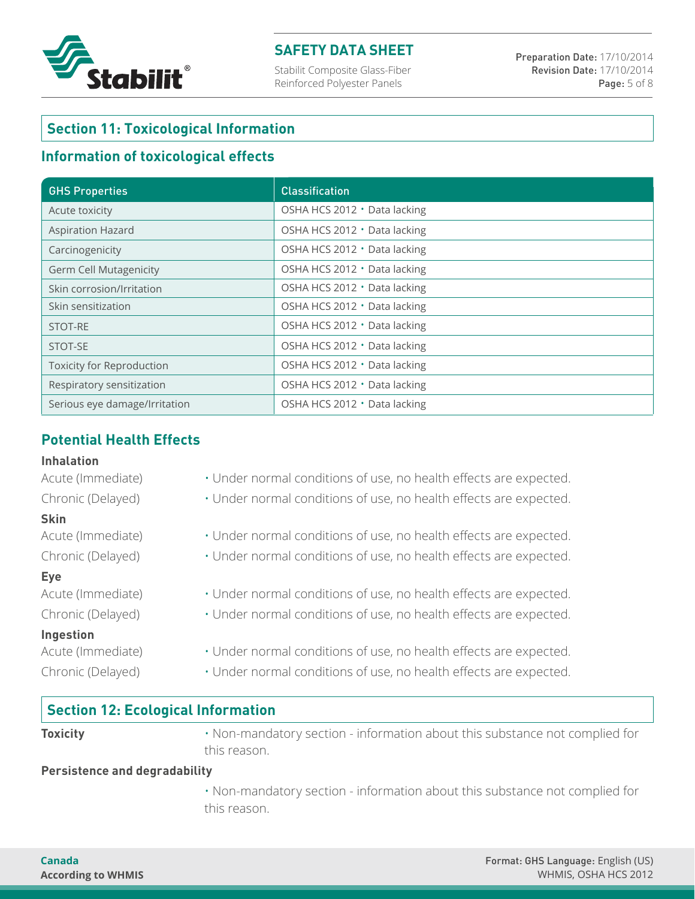## Section 11: Toxicological Information

### Information of toxicological effects

| GHS Properties | Classification |
|---|---|
| Acute toxicity | OSHA HCS 2012 • Data lacking |
| Aspiration Hazard | OSHA HCS 2012 • Data lacking |
| Carcinogenicity | OSHA HCS 2012 • Data lacking |
| Germ Cell Mutagenicity | OSHA HCS 2012 • Data lacking |
| Skin corrosion/Irritation | OSHA HCS 2012 • Data lacking |
| Skin sensitization | OSHA HCS 2012 • Data lacking |
| STOT-RE | OSHA HCS 2012 • Data lacking |
| STOT-SE | OSHA HCS 2012 • Data lacking |
| Toxicity for Reproduction | OSHA HCS 2012 • Data lacking |
| Respiratory sensitization | OSHA HCS 2012 • Data lacking |
| Serious eye damage/Irritation | OSHA HCS 2012 • Data lacking |

### Potential Health Effects

**Inhalation**

Acute (Immediate) • Under normal conditions of use, no health effects are expected.

Chronic (Delayed) • Under normal conditions of use, no health effects are expected.

**Skin**

Acute (Immediate) • Under normal conditions of use, no health effects are expected.

Chronic (Delayed) • Under normal conditions of use, no health effects are expected.

**Eye**

Acute (Immediate) • Under normal conditions of use, no health effects are expected.

Chronic (Delayed) • Under normal conditions of use, no health effects are expected.

**Ingestion**

Acute (Immediate) • Under normal conditions of use, no health effects are expected.

Chronic (Delayed) • Under normal conditions of use, no health effects are expected.

## Section 12: Ecological Information

**Toxicity** • Non-mandatory section - information about this substance not complied for this reason.

**Persistence and degradability**

• Non-mandatory section - information about this substance not complied for this reason.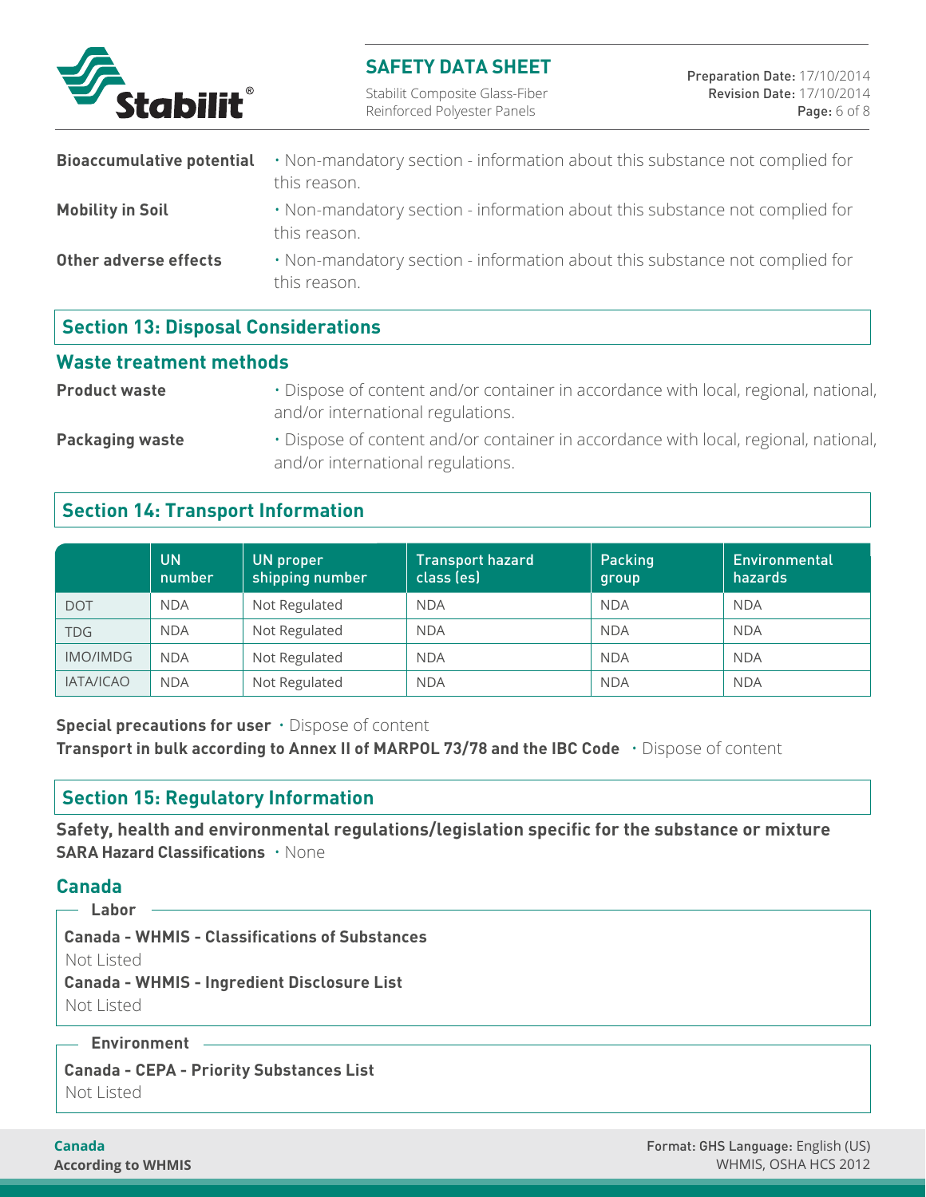**Bioaccumulative potential** • Non-mandatory section - information about this substance not complied for this reason.

**Mobility in Soil** • Non-mandatory section - information about this substance not complied for this reason.

**Other adverse effects** • Non-mandatory section - information about this substance not complied for this reason.

## Section 13: Disposal Considerations

### Waste treatment methods

**Product waste** • Dispose of content and/or container in accordance with local, regional, national, and/or international regulations.

**Packaging waste** • Dispose of content and/or container in accordance with local, regional, national, and/or international regulations.

## Section 14: Transport Information

| | UN number | UN proper shipping number | Transport hazard class (es) | Packing group | Environmental hazards |
|---|---|---|---|---|---|
| DOT | NDA | Not Regulated | NDA | NDA | NDA |
| TDG | NDA | Not Regulated | NDA | NDA | NDA |
| IMO/IMDG | NDA | Not Regulated | NDA | NDA | NDA |
| IATA/ICAO | NDA | Not Regulated | NDA | NDA | NDA |

**Special precautions for user** • Dispose of content

**Transport in bulk according to Annex II of MARPOL 73/78 and the IBC Code** • Dispose of content

## Section 15: Regulatory Information

**Safety, health and environmental regulations/legislation specific for the substance or mixture**

**SARA Hazard Classifications** • None

### Canada

**Labor**

**Canada - WHMIS - Classifications of Substances**

Not Listed

**Canada - WHMIS - Ingredient Disclosure List**

Not Listed

**Environment**

**Canada - CEPA - Priority Substances List**

Not Listed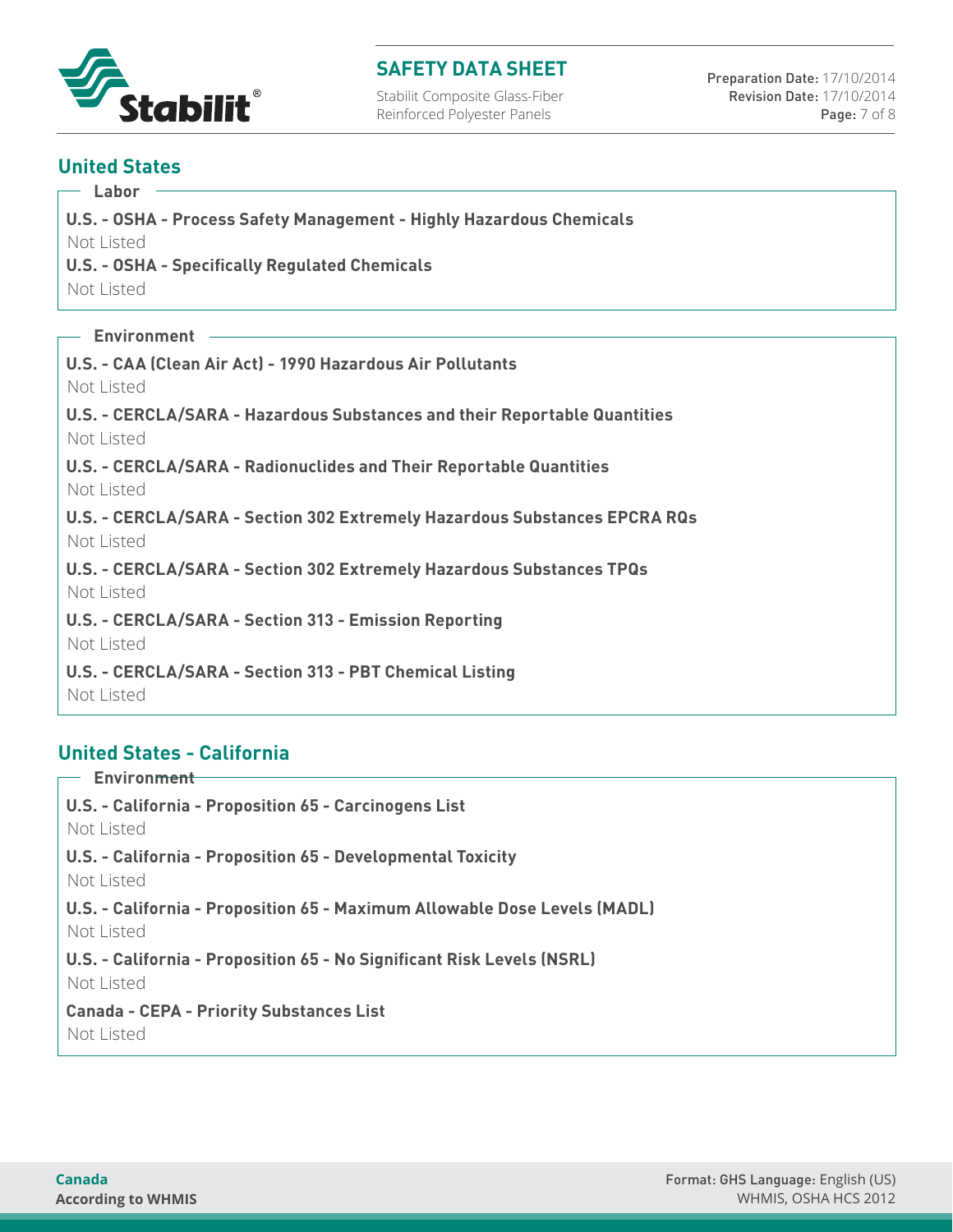## United States

### Labor

**U.S. - OSHA - Process Safety Management - Highly Hazardous Chemicals**

Not Listed

**U.S. - OSHA - Specifically Regulated Chemicals**

Not Listed

### Environment

**U.S. - CAA (Clean Air Act) - 1990 Hazardous Air Pollutants**

Not Listed

**U.S. - CERCLA/SARA - Hazardous Substances and their Reportable Quantities**

Not Listed

**U.S. - CERCLA/SARA - Radionuclides and Their Reportable Quantities**

Not Listed

**U.S. - CERCLA/SARA - Section 302 Extremely Hazardous Substances EPCRA RQs**

Not Listed

**U.S. - CERCLA/SARA - Section 302 Extremely Hazardous Substances TPQs**

Not Listed

**U.S. - CERCLA/SARA - Section 313 - Emission Reporting**

Not Listed

**U.S. - CERCLA/SARA - Section 313 - PBT Chemical Listing**

Not Listed

## United States - California

### Environment

**U.S. - California - Proposition 65 - Carcinogens List**

Not Listed

**U.S. - California - Proposition 65 - Developmental Toxicity**

Not Listed

**U.S. - California - Proposition 65 - Maximum Allowable Dose Levels (MADL)**

Not Listed

**U.S. - California - Proposition 65 - No Significant Risk Levels (NSRL)**

Not Listed

**Canada - CEPA - Priority Substances List**

Not Listed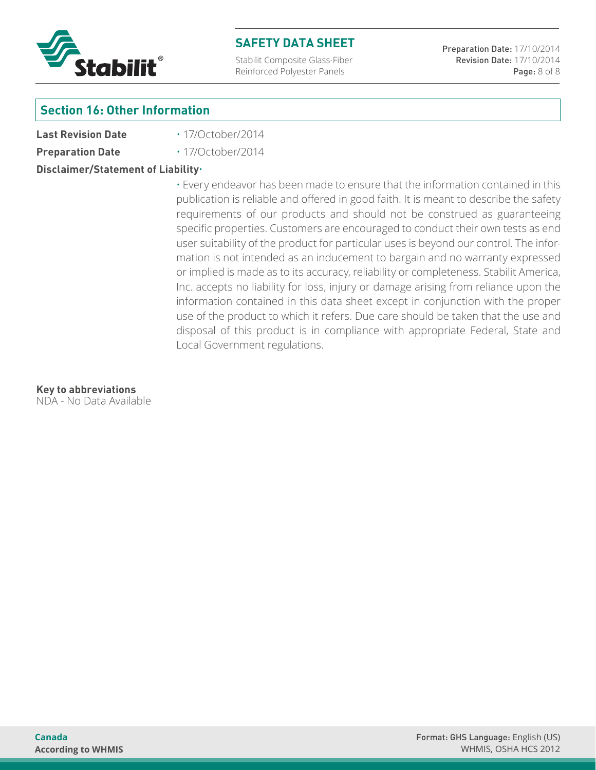## Section 16: Other Information

**Last Revision Date** • 17/October/2014

**Preparation Date** • 17/October/2014

**Disclaimer/Statement of Liability**•

• Every endeavor has been made to ensure that the information contained in this publication is reliable and offered in good faith. It is meant to describe the safety requirements of our products and should not be construed as guaranteeing specific properties. Customers are encouraged to conduct their own tests as end user suitability of the product for particular uses is beyond our control. The information is not intended as an inducement to bargain and no warranty expressed or implied is made as to its accuracy, reliability or completeness. Stabilit America, Inc. accepts no liability for loss, injury or damage arising from reliance upon the information contained in this data sheet except in conjunction with the proper use of the product to which it refers. Due care should be taken that the use and disposal of this product is in compliance with appropriate Federal, State and Local Government regulations.

**Key to abbreviations**
NDA - No Data Available